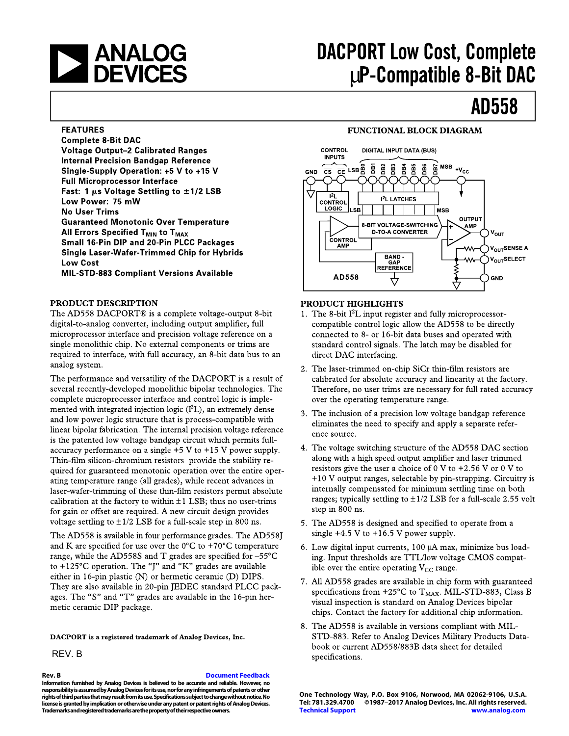# DACPORT Low Cost, Complete µP-Compatible 8-Bit DAC

# AD558

## FEATURES

**Complete 8-Bit DAC**
**Voltage Output–2 Calibrated Ranges**
**Internal Precision Bandgap Reference**
**Single-Supply Operation: +5 V to +15 V**
**Full Microprocessor Interface**
**Fast: 1 µs Voltage Settling to ±1/2 LSB**
**Low Power: 75 mW**
**No User Trims**
**Guaranteed Monotonic Over Temperature**
**All Errors Specified $T_{MIN}$ to $T_{MAX}$**
**Small 16-Pin DIP and 20-Pin PLCC Packages**
**Single Laser-Wafer-Trimmed Chip for Hybrids**
**Low Cost**
**MIL-STD-883 Compliant Versions Available**

## FUNCTIONAL BLOCK DIAGRAM

## PRODUCT DESCRIPTION

The AD558 DACPORT® is a complete voltage-output 8-bit digital-to-analog converter, including output amplifier, full microprocessor interface and precision voltage reference on a single monolithic chip. No external components or trims are required to interface, with full accuracy, an 8-bit data bus to an analog system.

The performance and versatility of the DACPORT is a result of several recently-developed monolithic bipolar technologies. The complete microprocessor interface and control logic is implemented with integrated injection logic ($I^2L$), an extremely dense and low power logic structure that is process-compatible with linear bipolar fabrication. The internal precision voltage reference is the patented low voltage bandgap circuit which permits full-accuracy performance on a single +5 V to +15 V power supply. Thin-film silicon-chromium resistors provide the stability required for guaranteed monotonic operation over the entire operating temperature range (all grades), while recent advances in laser-wafer-trimming of these thin-film resistors permit absolute calibration at the factory to within ±1 LSB; thus no user-trims for gain or offset are required. A new circuit design provides voltage settling to ±1/2 LSB for a full-scale step in 800 ns.

The AD558 is available in four performance grades. The AD558J and K are specified for use over the 0°C to +70°C temperature range, while the AD558S and T grades are specified for –55°C to +125°C operation. The "J" and "K" grades are available either in 16-pin plastic (N) or hermetic ceramic (D) DIPS. They are also available in 20-pin JEDEC standard PLCC packages. The "S" and "T" grades are available in the 16-pin hermetic ceramic DIP package.

**DACPORT is a registered trademark of Analog Devices, Inc.**

REV. B

## PRODUCT HIGHLIGHTS

1. The 8-bit $I^2L$ input register and fully microprocessor-compatible control logic allow the AD558 to be directly connected to 8- or 16-bit data buses and operated with standard control signals. The latch may be disabled for direct DAC interfacing.
2. The laser-trimmed on-chip SiCr thin-film resistors are calibrated for absolute accuracy and linearity at the factory. Therefore, no user trims are necessary for full rated accuracy over the operating temperature range.
3. The inclusion of a precision low voltage bandgap reference eliminates the need to specify and apply a separate reference source.
4. The voltage switching structure of the AD558 DAC section along with a high speed output amplifier and laser trimmed resistors give the user a choice of 0 V to +2.56 V or 0 V to +10 V output ranges, selectable by pin-strapping. Circuitry is internally compensated for minimum settling time on both ranges; typically settling to ±1/2 LSB for a full-scale 2.55 volt step in 800 ns.
5. The AD558 is designed and specified to operate from a single +4.5 V to +16.5 V power supply.
6. Low digital input currents, 100 µA max, minimize bus loading. Input thresholds are TTL/low voltage CMOS compatible over the entire operating $V_{CC}$ range.
7. All AD558 grades are available in chip form with guaranteed specifications from +25°C to $T_{MAX}$. MIL-STD-883, Class B visual inspection is standard on Analog Devices bipolar chips. Contact the factory for additional chip information.
8. The AD558 is available in versions compliant with MIL-STD-883. Refer to Analog Devices Military Products Databook or current AD558/883B data sheet for detailed specifications.

Rev. B

Document Feedback

Information furnished by Analog Devices is believed to be accurate and reliable. However, no responsibility is assumed by Analog Devices for its use, nor for any infringements of patents or other rights of third parties that may result from its use. Specifications subject to change without notice. No license is granted by implication or otherwise under any patent or patent rights of Analog Devices. Trademarks and registered trademarks are the property of their respective owners.

One Technology Way, P.O. Box 9106, Norwood, MA 02062-9106, U.S.A.
Tel: 781.329.4700 ©1987–2017 Analog Devices, Inc. All rights reserved.
Technical Support www.analog.com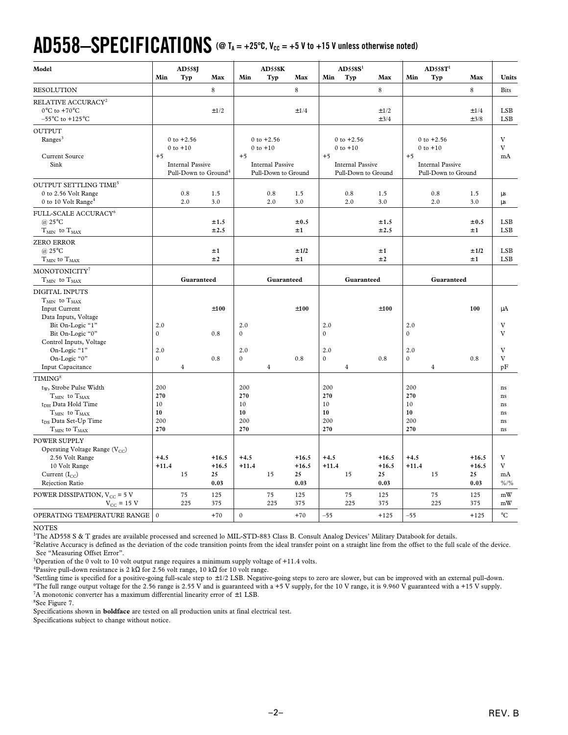# AD558–SPECIFICATIONS (@ $T_A$ = +25°C, $V_{CC}$ = +5 V to +15 V unless otherwise noted)

| Model | AD558J | | | AD558K | | | AD558S[1] | | | AD558T[1] | | | |
|---|---|---|---|---|---|---|---|---|---|---|---|---|---|
| | Min | Typ | Max | Min | Typ | Max | Min | Typ | Max | Min | Typ | Max | Units |
| RESOLUTION | | | 8 | | | 8 | | | 8 | | | 8 | Bits |
| RELATIVE ACCURACY[2] | | | | | | | | | | | | | |
| 0°C to +70°C | | | ±1/2 | | | ±1/4 | | | ±1/2 | | | ±1/4 | LSB |
| –55°C to +125°C | | | | | | | | | ±3/4 | | | ±3/8 | LSB |
| OUTPUT | | | | | | | | | | | | | |
| Ranges[3] | | 0 to +2.56 | | | 0 to +2.56 | | | 0 to +2.56 | | | 0 to +2.56 | | V |
| | | 0 to +10 | | | 0 to +10 | | | 0 to +10 | | | 0 to +10 | | V |
| Current Source | +5 | | | +5 | | | +5 | | | +5 | | | mA |
| Sink | | Internal Passive Pull-Down to Ground[4] | | | Internal Passive Pull-Down to Ground | | | Internal Passive Pull-Down to Ground | | | Internal Passive Pull-Down to Ground | | |
| OUTPUT SETTLING TIME[5] | | | | | | | | | | | | | |
| 0 to 2.56 Volt Range | | 0.8 | 1.5 | | 0.8 | 1.5 | | 0.8 | 1.5 | | 0.8 | 1.5 | µs |
| 0 to 10 Volt Range[4] | | 2.0 | 3.0 | | 2.0 | 3.0 | | 2.0 | 3.0 | | 2.0 | 3.0 | µs |
| FULL-SCALE ACCURACY[6] | | | | | | | | | | | | | |
| @ 25°C | | | **±1.5** | | | **±0.5** | | | **±1.5** | | | **±0.5** | LSB |
| $T_{MIN}$ to $T_{MAX}$ | | | **±2.5** | | | **±1** | | | **±2.5** | | | **±1** | LSB |
| ZERO ERROR | | | | | | | | | | | | | |
| @ 25°C | | | **±1** | | | **±1/2** | | | **±1** | | | **±1/2** | LSB |
| $T_{MIN}$ to $T_{MAX}$ | | | **±2** | | | **±1** | | | **±2** | | | **±1** | LSB |
| MONOTONICITY[7] | | | | | | | | | | | | | |
| $T_{MIN}$ to $T_{MAX}$ | | **Guaranteed** | | | **Guaranteed** | | | **Guaranteed** | | | **Guaranteed** | | |
| DIGITAL INPUTS | | | | | | | | | | | | | |
| $T_{MIN}$ to $T_{MAX}$ | | | | | | | | | | | | | |
| Input Current | | | **±100** | | | **±100** | | | **±100** | | | **100** | µA |
| Data Inputs, Voltage | | | | | | | | | | | | | |
| Bit On-Logic "1" | 2.0 | | | 2.0 | | | 2.0 | | | 2.0 | | | V |
| Bit On-Logic "0" | 0 | | 0.8 | 0 | | | 0 | | | 0 | | | V |
| Control Inputs, Voltage | | | | | | | | | | | | | |
| On-Logic "1" | 2.0 | | | 2.0 | | | 2.0 | | | 2.0 | | | V |
| On-Logic "0" | 0 | | 0.8 | 0 | | 0.8 | 0 | | 0.8 | 0 | | 0.8 | V |
| Input Capacitance | | 4 | | | 4 | | | 4 | | | 4 | | pF |
| TIMING[8] | | | | | | | | | | | | | |
| $t_W$, Strobe Pulse Width | 200 | | | 200 | | | 200 | | | 200 | | | ns |
| $T_{MIN}$ to $T_{MAX}$ | **270** | | | **270** | | | **270** | | | **270** | | | ns |
| $t_{DH}$ Data Hold Time | 10 | | | 10 | | | 10 | | | 10 | | | ns |
| $T_{MIN}$ to $T_{MAX}$ | **10** | | | **10** | | | **10** | | | **10** | | | ns |
| $t_{DS}$ Data Set-Up Time | 200 | | | 200 | | | 200 | | | 200 | | | ns |
| $T_{MIN}$ to $T_{MAX}$ | **270** | | | **270** | | | **270** | | | **270** | | | ns |
| POWER SUPPLY | | | | | | | | | | | | | |
| Operating Voltage Range ($V_{CC}$) | | | | | | | | | | | | | |
| 2.56 Volt Range | **+4.5** | | **+16.5** | **+4.5** | | **+16.5** | **+4.5** | | **+16.5** | **+4.5** | | **+16.5** | V |
| 10 Volt Range | **+11.4** | | **+16.5** | **+11.4** | | **+16.5** | **+11.4** | | **+16.5** | **+11.4** | | **+16.5** | V |
| Current ($I_{CC}$) | | 15 | **25** | | 15 | **25** | | 15 | **25** | | 15 | **25** | mA |
| Rejection Ratio | | | **0.03** | | | **0.03** | | | **0.03** | | | **0.03** | %/% |
| POWER DISSIPATION, $V_{CC}$ = 5 V | | 75 | 125 | | 75 | 125 | | 75 | 125 | | 75 | 125 | mW |
| $V_{CC}$ = 15 V | | 225 | 375 | | 225 | 375 | | 225 | 375 | | 225 | 375 | mW |
| OPERATING TEMPERATURE RANGE | 0 | | +70 | 0 | | +70 | –55 | | +125 | –55 | | +125 | °C |

NOTES

[1]The AD558 S & T grades are available processed and screened lo MIL-STD-883 Class B. Consult Analog Devices' Military Databook for details.

[2]Relative Accuracy is defined as the deviation of the code transition points from the ideal transfer point on a straight line from the offset to the full scale of the device. See "Measuring Offset Error".

[3]Operation of the 0 volt to 10 volt output range requires a minimum supply voltage of +11.4 volts.

[4]Passive pull-down resistance is 2 kΩ for 2.56 volt range, 10 kΩ for 10 volt range.

[5]Settling time is specified for a positive-going full-scale step to ±1/2 LSB. Negative-going steps to zero are slower, but can be improved with an external pull-down.

[6]The full range output voltage for the 2.56 range is 2.55 V and is guaranteed with a +5 V supply, for the 10 V range, it is 9.960 V guaranteed with a +15 V supply.

[7]A monotonic converter has a maximum differential linearity error of ±1 LSB.

[8]See Figure 7.

Specifications shown in **boldface** are tested on all production units at final electrical test.

Specifications subject to change without notice.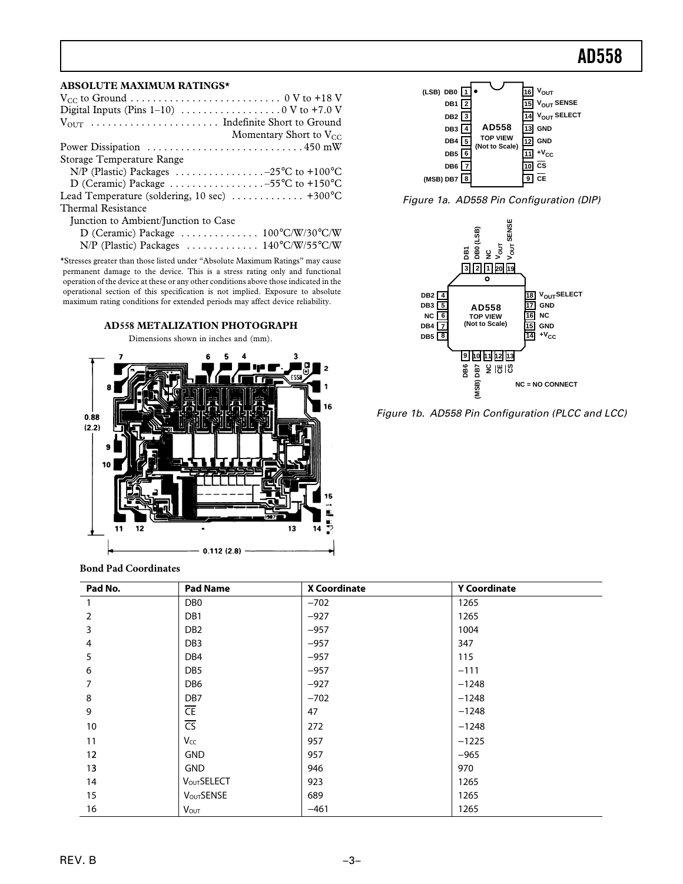## ABSOLUTE MAXIMUM RATINGS*

$V_{CC}$ to Ground . . . . . . . . . . . . . . . . . . . . . . . . . . . 0 V to +18 V
Digital Inputs (Pins 1–10) . . . . . . . . . . . . . . . . . 0 V to +7.0 V
$V_{OUT}$ . . . . . . . . . . . . . . . . . . . . . . Indefinite Short to Ground
Momentary Short to $V_{CC}$
Power Dissipation . . . . . . . . . . . . . . . . . . . . . . . . . . . 450 mW
Storage Temperature Range
N/P (Plastic) Packages . . . . . . . . . . . . . . . . –25°C to +100°C
D (Ceramic) Package . . . . . . . . . . . . . . . . . –55°C to +150°C
Lead Temperature (soldering, 10 sec) . . . . . . . . . . . . . +300°C
Thermal Resistance
Junction to Ambient/Junction to Case
D (Ceramic) Package . . . . . . . . . . . . . 100°C/W/30°C/W
N/P (Plastic) Packages . . . . . . . . . . . . . 140°C/W/55°C/W

*Stresses greater than those listed under "Absolute Maximum Ratings" may cause permanent damage to the device. This is a stress rating only and functional operation of the device at these or any other conditions above those indicated in the operational section of this specification is not implied. Exposure to absolute maximum rating conditions for extended periods may affect device reliability.

## AD558 METALIZATION PHOTOGRAPH

Dimensions shown in inches and (mm).

0.88 (2.2)

0.112 (2.8)

Figure 1a. AD558 Pin Configuration (DIP)

Figure 1b. AD558 Pin Configuration (PLCC and LCC)

NC = NO CONNECT

### Bond Pad Coordinates

| Pad No. | Pad Name | X Coordinate | Y Coordinate |
|---|---|---|---|
| 1 | DB0 | −702 | 1265 |
| 2 | DB1 | −927 | 1265 |
| 3 | DB2 | −957 | 1004 |
| 4 | DB3 | −957 | 347 |
| 5 | DB4 | −957 | 115 |
| 6 | DB5 | −957 | −111 |
| 7 | DB6 | −927 | −1248 |
| 8 | DB7 | −702 | −1248 |
| 9 | $\overline{CE}$ | 47 | −1248 |
| 10 | $\overline{CS}$ | 272 | −1248 |
| 11 | $V_{CC}$ | 957 | −1225 |
| 12 | GND | 957 | −965 |
| 13 | GND | 946 | 970 |
| 14 | $V_{OUT}$SELECT | 923 | 1265 |
| 15 | $V_{OUT}$SENSE | 689 | 1265 |
| 16 | $V_{OUT}$ | −461 | 1265 |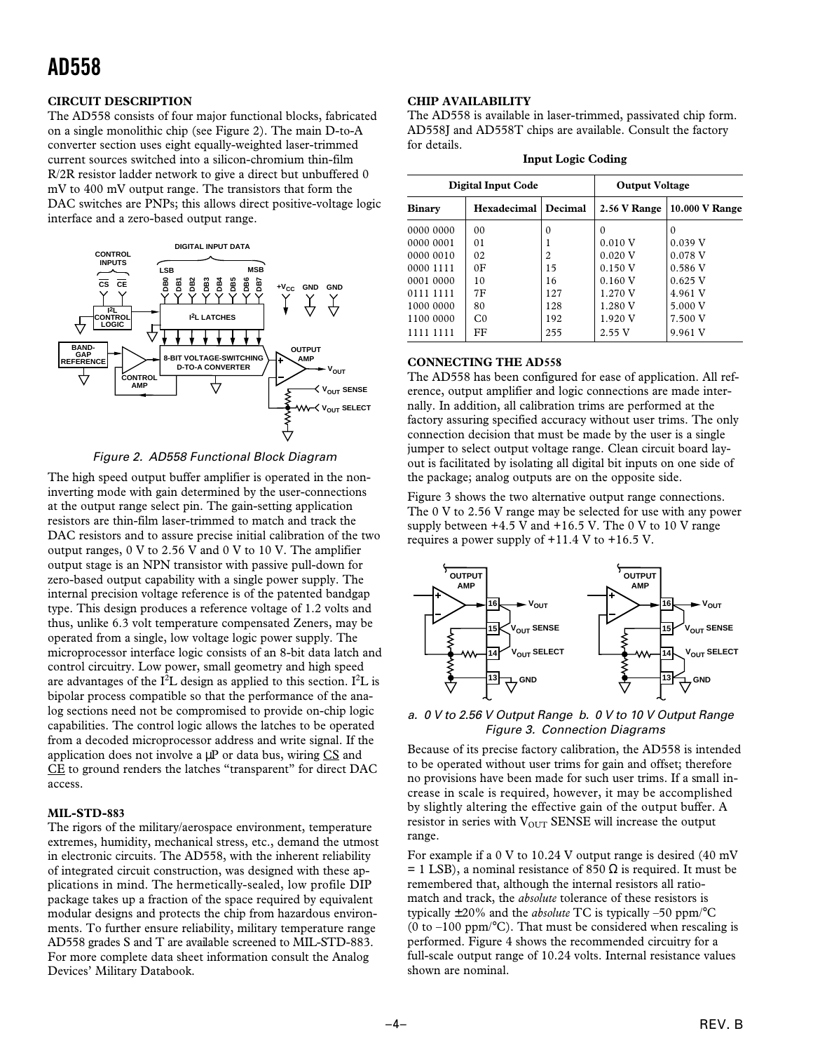## CIRCUIT DESCRIPTION

The AD558 consists of four major functional blocks, fabricated on a single monolithic chip (see Figure 2). The main D-to-A converter section uses eight equally-weighted laser-trimmed current sources switched into a silicon-chromium thin-film R/2R resistor ladder network to give a direct but unbuffered 0 mV to 400 mV output range. The transistors that form the DAC switches are PNPs; this allows direct positive-voltage logic interface and a zero-based output range.

*Figure 2. AD558 Functional Block Diagram*

The high speed output buffer amplifier is operated in the noninverting mode with gain determined by the user-connections at the output range select pin. The gain-setting application resistors are thin-film laser-trimmed to match and track the DAC resistors and to assure precise initial calibration of the two output ranges, 0 V to 2.56 V and 0 V to 10 V. The amplifier output stage is an NPN transistor with passive pull-down for zero-based output capability with a single power supply. The internal precision voltage reference is of the patented bandgap type. This design produces a reference voltage of 1.2 volts and thus, unlike 6.3 volt temperature compensated Zeners, may be operated from a single, low voltage logic power supply. The microprocessor interface logic consists of an 8-bit data latch and control circuitry. Low power, small geometry and high speed are advantages of the $I^2L$ design as applied to this section. $I^2L$ is bipolar process compatible so that the performance of the analog sections need not be compromised to provide on-chip logic capabilities. The control logic allows the latches to be operated from a decoded microprocessor address and write signal. If the application does not involve a µP or data bus, wiring $\overline{CS}$ and $\overline{CE}$ to ground renders the latches "transparent" for direct DAC access.

## MIL-STD-883

The rigors of the military/aerospace environment, temperature extremes, humidity, mechanical stress, etc., demand the utmost in electronic circuits. The AD558, with the inherent reliability of integrated circuit construction, was designed with these applications in mind. The hermetically-sealed, low profile DIP package takes up a fraction of the space required by equivalent modular designs and protects the chip from hazardous environments. To further ensure reliability, military temperature range AD558 grades S and T are available screened to MIL-STD-883. For more complete data sheet information consult the Analog Devices' Military Databook.

## CHIP AVAILABILITY

The AD558 is available in laser-trimmed, passivated chip form. AD558J and AD558T chips are available. Consult the factory for details.

**Input Logic Coding**

| Digital Input Code | | | Output Voltage | |
|---|---|---|---|---|
| **Binary** | **Hexadecimal** | **Decimal** | **2.56 V Range** | **10.000 V Range** |
| 0000 0000 | 00 | 0 | 0 | 0 |
| 0000 0001 | 01 | 1 | 0.010 V | 0.039 V |
| 0000 0010 | 02 | 2 | 0.020 V | 0.078 V |
| 0000 1111 | 0F | 15 | 0.150 V | 0.586 V |
| 0001 0000 | 10 | 16 | 0.160 V | 0.625 V |
| 0111 1111 | 7F | 127 | 1.270 V | 4.961 V |
| 1000 0000 | 80 | 128 | 1.280 V | 5.000 V |
| 1100 0000 | C0 | 192 | 1.920 V | 7.500 V |
| 1111 1111 | FF | 255 | 2.55 V | 9.961 V |

## CONNECTING THE AD558

The AD558 has been configured for ease of application. All reference, output amplifier and logic connections are made internally. In addition, all calibration trims are performed at the factory assuring specified accuracy without user trims. The only connection decision that must be made by the user is a single jumper to select output voltage range. Clean circuit board layout is facilitated by isolating all digital bit inputs on one side of the package; analog outputs are on the opposite side.

Figure 3 shows the two alternative output range connections. The 0 V to 2.56 V range may be selected for use with any power supply between +4.5 V and +16.5 V. The 0 V to 10 V range requires a power supply of +11.4 V to +16.5 V.

*a. 0 V to 2.56 V Output Range b. 0 V to 10 V Output Range*
*Figure 3. Connection Diagrams*

Because of its precise factory calibration, the AD558 is intended to be operated without user trims for gain and offset; therefore no provisions have been made for such user trims. If a small increase in scale is required, however, it may be accomplished by slightly altering the effective gain of the output buffer. A resistor in series with $V_{OUT}$ SENSE will increase the output range.

For example if a 0 V to 10.24 V output range is desired (40 mV = 1 LSB), a nominal resistance of 850 Ω is required. It must be remembered that, although the internal resistors all ratio-match and track, the *absolute* tolerance of these resistors is typically ±20% and the *absolute* TC is typically –50 ppm/°C (0 to –100 ppm/°C). That must be considered when rescaling is performed. Figure 4 shows the recommended circuitry for a full-scale output range of 10.24 volts. Internal resistance values shown are nominal.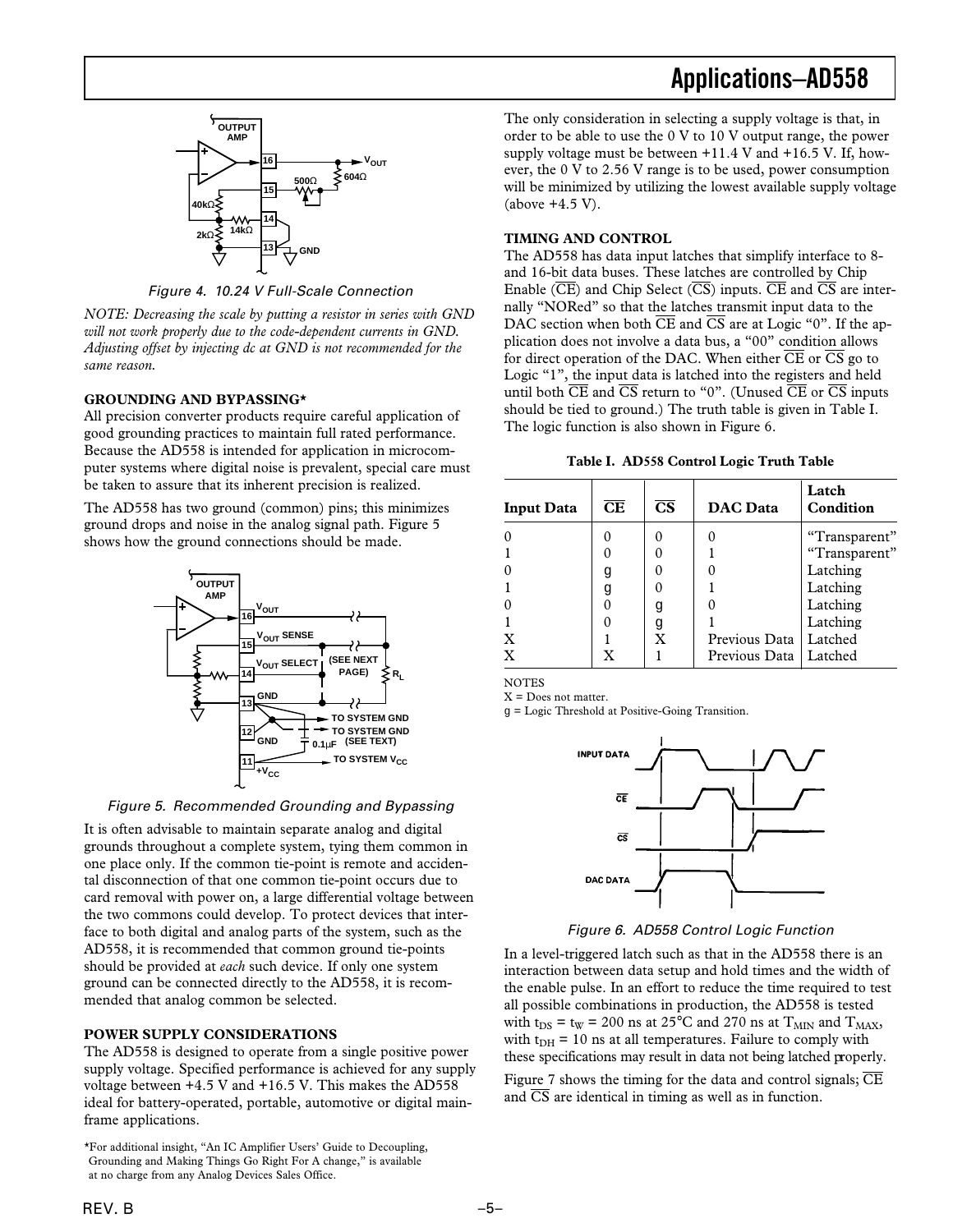Figure 4. 10.24 V Full-Scale Connection

*NOTE: Decreasing the scale by putting a resistor in series with GND will not work properly due to the code-dependent currents in GND. Adjusting offset by injecting dc at GND is not recommended for the same reason.*

### GROUNDING AND BYPASSING*

All precision converter products require careful application of good grounding practices to maintain full rated performance. Because the AD558 is intended for application in microcomputer systems where digital noise is prevalent, special care must be taken to assure that its inherent precision is realized.

The AD558 has two ground (common) pins; this minimizes ground drops and noise in the analog signal path. Figure 5 shows how the ground connections should be made.

Figure 5. Recommended Grounding and Bypassing

It is often advisable to maintain separate analog and digital grounds throughout a complete system, tying them common in one place only. If the common tie-point is remote and accidental disconnection of that one common tie-point occurs due to card removal with power on, a large differential voltage between the two commons could develop. To protect devices that interface to both digital and analog parts of the system, such as the AD558, it is recommended that common ground tie-points should be provided at *each* such device. If only one system ground can be connected directly to the AD558, it is recommended that analog common be selected.

### POWER SUPPLY CONSIDERATIONS

The AD558 is designed to operate from a single positive power supply voltage. Specified performance is achieved for any supply voltage between +4.5 V and +16.5 V. This makes the AD558 ideal for battery-operated, portable, automotive or digital mainframe applications.

*For additional insight, "An IC Amplifier Users' Guide to Decoupling, Grounding and Making Things Go Right For A change," is available at no charge from any Analog Devices Sales Office.

The only consideration in selecting a supply voltage is that, in order to be able to use the 0 V to 10 V output range, the power supply voltage must be between +11.4 V and +16.5 V. If, however, the 0 V to 2.56 V range is to be used, power consumption will be minimized by utilizing the lowest available supply voltage (above +4.5 V).

### TIMING AND CONTROL

The AD558 has data input latches that simplify interface to 8- and 16-bit data buses. These latches are controlled by Chip Enable ($\overline{CE}$) and Chip Select ($\overline{CS}$) inputs. $\overline{CE}$ and $\overline{CS}$ are internally "NORed" so that the latches transmit input data to the DAC section when both $\overline{CE}$ and $\overline{CS}$ are at Logic "0". If the application does not involve a data bus, a "00" condition allows for direct operation of the DAC. When either $\overline{CE}$ or $\overline{CS}$ go to Logic "1", the input data is latched into the registers and held until both $\overline{CE}$ and $\overline{CS}$ return to "0". (Unused $\overline{CE}$ or $\overline{CS}$ inputs should be tied to ground.) The truth table is given in Table I. The logic function is also shown in Figure 6.

**Table I. AD558 Control Logic Truth Table**

| Input Data | $\overline{CE}$ | $\overline{CS}$ | DAC Data | Latch Condition |
|---|---|---|---|---|
| 0 | 0 | 0 | 0 | "Transparent" |
| 1 | 0 | 0 | 1 | "Transparent" |
| 0 | g | 0 | 0 | Latching |
| 1 | g | 0 | 1 | Latching |
| 0 | 0 | g | 0 | Latching |
| 1 | 0 | g | 1 | Latching |
| X | 1 | X | Previous Data | Latched |
| X | X | 1 | Previous Data | Latched |

NOTES
X = Does not matter.
g = Logic Threshold at Positive-Going Transition.

Figure 6. AD558 Control Logic Function

In a level-triggered latch such as that in the AD558 there is an interaction between data setup and hold times and the width of the enable pulse. In an effort to reduce the time required to test all possible combinations in production, the AD558 is tested with $t_{DS} = t_W = 200$ ns at 25°C and 270 ns at $T_{MIN}$ and $T_{MAX}$, with $t_{DH} = 10$ ns at all temperatures. Failure to comply with these specifications may result in data not being latched properly.

Figure 7 shows the timing for the data and control signals; $\overline{CE}$ and $\overline{CS}$ are identical in timing as well as in function.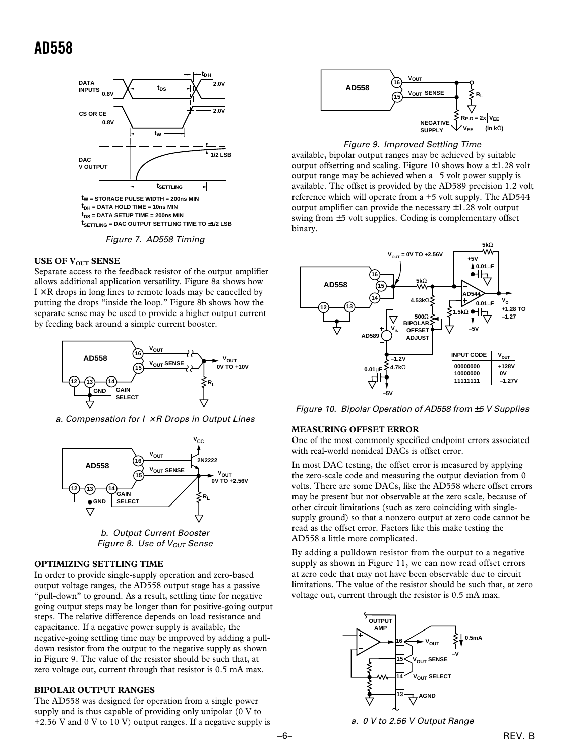$t_W$ = STORAGE PULSE WIDTH = 200ns MIN
$t_{DH}$ = DATA HOLD TIME = 10ns MIN
$t_{DS}$ = DATA SETUP TIME = 200ns MIN
$t_{SETTLING}$ = DAC OUTPUT SETTLING TIME TO ±1/2 LSB

*Figure 7. AD558 Timing*

### USE OF $V_{OUT}$ SENSE

Separate access to the feedback resistor of the output amplifier allows additional application versatility. Figure 8a shows how I × R drops in long lines to remote loads may be cancelled by putting the drops "inside the loop." Figure 8b shows how the separate sense may be used to provide a higher output current by feeding back around a simple current booster.

*a. Compensation for I × R Drops in Output Lines*

*b. Output Current Booster*
*Figure 8. Use of $V_{OUT}$ Sense*

### OPTIMIZING SETTLING TIME

In order to provide single-supply operation and zero-based output voltage ranges, the AD558 output stage has a passive "pull-down" to ground. As a result, settling time for negative going output steps may be longer than for positive-going output steps. The relative difference depends on load resistance and capacitance. If a negative power supply is available, the negative-going settling time may be improved by adding a pull-down resistor from the output to the negative supply as shown in Figure 9. The value of the resistor should be such that, at zero voltage out, current through that resistor is 0.5 mA max.

### BIPOLAR OUTPUT RANGES

The AD558 was designed for operation from a single power supply and is thus capable of providing only unipolar (0 V to +2.56 V and 0 V to 10 V) output ranges. If a negative supply is available, bipolar output ranges may be achieved by suitable output offsetting and scaling. Figure 10 shows how a ±1.28 volt output range may be achieved when a –5 volt power supply is available. The offset is provided by the AD589 precision 1.2 volt reference which will operate from a +5 volt supply. The AD544 output amplifier can provide the necessary ±1.28 volt output swing from ±5 volt supplies. Coding is complementary offset binary.

*Figure 9. Improved Settling Time*

| INPUT CODE | $V_{OUT}$ |
|---|---|
| 00000000 | +128V |
| 10000000 | 0V |
| 11111111 | –1.27V |

*Figure 10. Bipolar Operation of AD558 from ±5 V Supplies*

### MEASURING OFFSET ERROR

One of the most commonly specified endpoint errors associated with real-world nonideal DACs is offset error.

In most DAC testing, the offset error is measured by applying the zero-scale code and measuring the output deviation from 0 volts. There are some DACs, like the AD558 where offset errors may be present but not observable at the zero scale, because of other circuit limitations (such as zero coinciding with single-supply ground) so that a nonzero output at zero code cannot be read as the offset error. Factors like this make testing the AD558 a little more complicated.

By adding a pulldown resistor from the output to a negative supply as shown in Figure 11, we can now read offset errors at zero code that may not have been observable due to circuit limitations. The value of the resistor should be such that, at zero voltage out, current through the resistor is 0.5 mA max.

*a. 0 V to 2.56 V Output Range*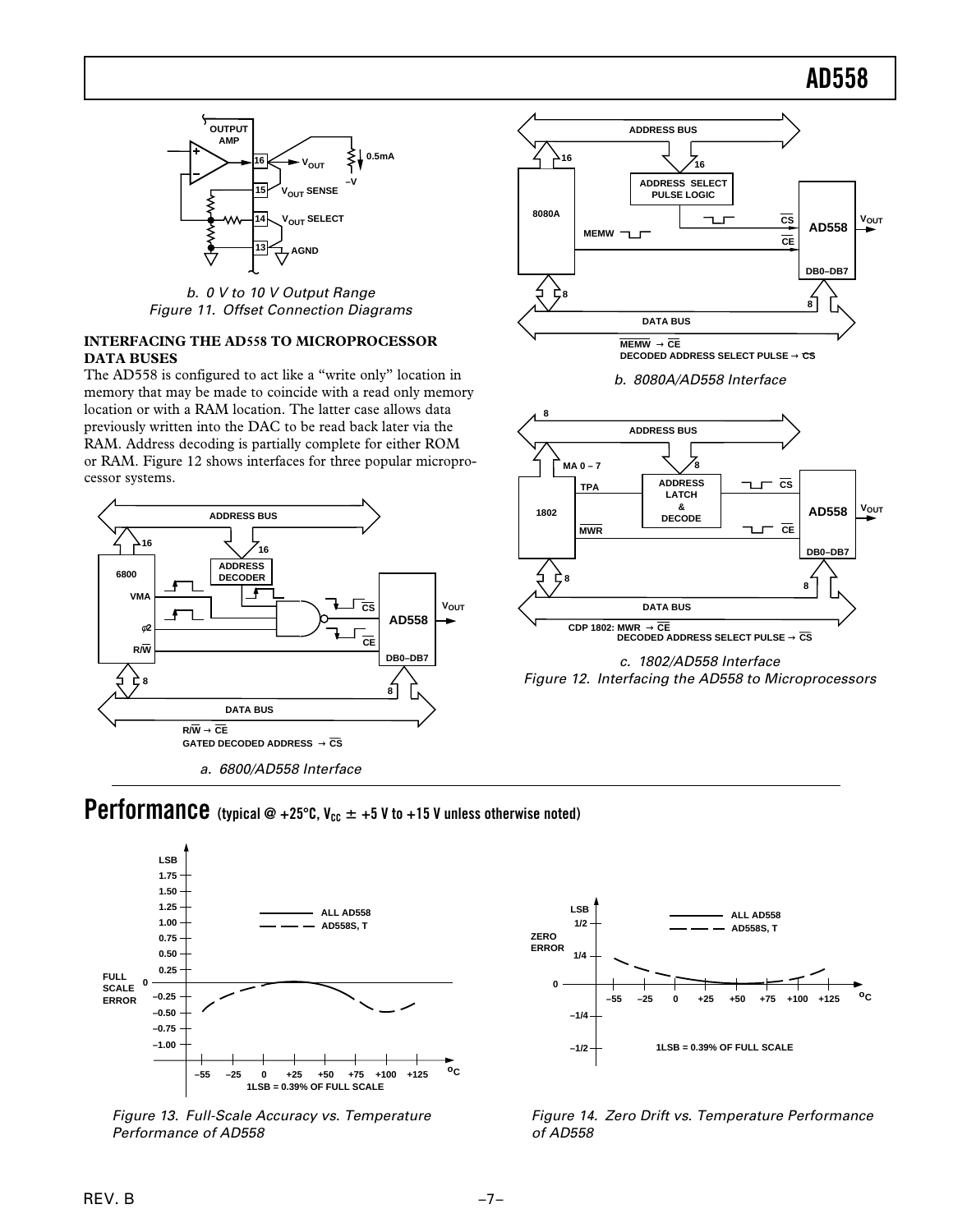b. 0 V to 10 V Output Range

Figure 11. Offset Connection Diagrams

## INTERFACING THE AD558 TO MICROPROCESSOR DATA BUSES

The AD558 is configured to act like a "write only" location in memory that may be made to coincide with a read only memory location or with a RAM location. The latter case allows data previously written into the DAC to be read back later via the RAM. Address decoding is partially complete for either ROM or RAM. Figure 12 shows interfaces for three popular microprocessor systems.

a. 6800/AD558 Interface

b. 8080A/AD558 Interface

c. 1802/AD558 Interface

Figure 12. Interfacing the AD558 to Microprocessors

# Performance (typical @ +25°C, $V_{CC}$ ± +5 V to +15 V unless otherwise noted)

Figure 13. Full-Scale Accuracy vs. Temperature Performance of AD558

Figure 14. Zero Drift vs. Temperature Performance of AD558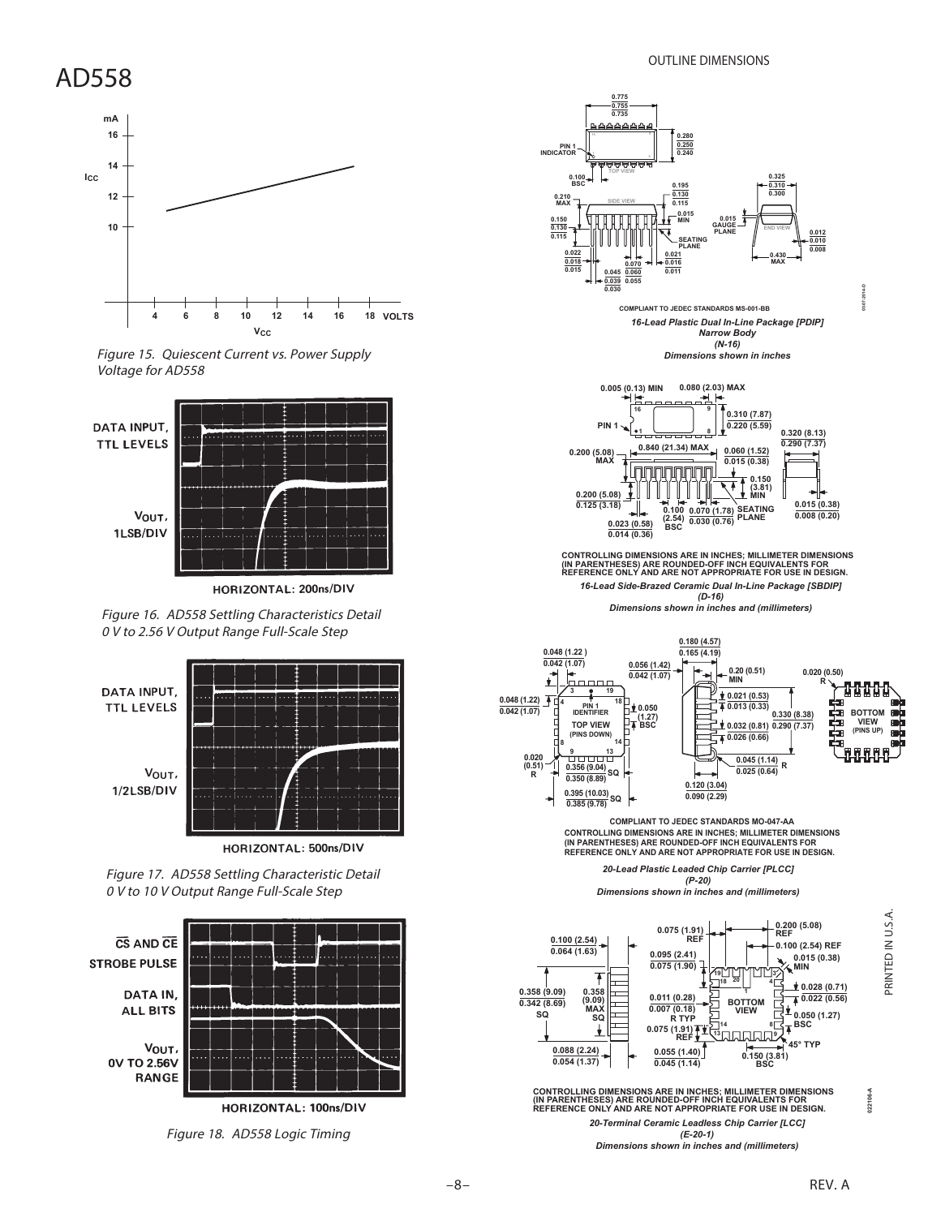Figure 15. Quiescent Current vs. Power Supply Voltage for AD558

Figure 16. AD558 Settling Characteristics Detail 0 V to 2.56 V Output Range Full-Scale Step

Figure 17. AD558 Settling Characteristic Detail 0 V to 10 V Output Range Full-Scale Step

Figure 18. AD558 Logic Timing

## OUTLINE DIMENSIONS

COMPLIANT TO JEDEC STANDARDS MS-001-BB

*16-Lead Plastic Dual In-Line Package [PDIP] Narrow Body (N-16)*
*Dimensions shown in inches*

CONTROLLING DIMENSIONS ARE IN INCHES; MILLIMETER DIMENSIONS (IN PARENTHESES) ARE ROUNDED-OFF INCH EQUIVALENTS FOR REFERENCE ONLY AND ARE NOT APPROPRIATE FOR USE IN DESIGN.

*16-Lead Side-Brazed Ceramic Dual In-Line Package [SBDIP] (D-16)*
*Dimensions shown in inches and (millimeters)*

COMPLIANT TO JEDEC STANDARDS MO-047-AA
CONTROLLING DIMENSIONS ARE IN INCHES; MILLIMETER DIMENSIONS (IN PARENTHESES) ARE ROUNDED-OFF INCH EQUIVALENTS FOR REFERENCE ONLY AND ARE NOT APPROPRIATE FOR USE IN DESIGN.

*20-Lead Plastic Leaded Chip Carrier [PLCC] (P-20)*
*Dimensions shown in inches and (millimeters)*

CONTROLLING DIMENSIONS ARE IN INCHES; MILLIMETER DIMENSIONS (IN PARENTHESES) ARE ROUNDED-OFF INCH EQUIVALENTS FOR REFERENCE ONLY AND ARE NOT APPROPRIATE FOR USE IN DESIGN.

*20-Terminal Ceramic Leadless Chip Carrier [LCC] (E-20-1)*
*Dimensions shown in inches and (millimeters)*

PRINTED IN U.S.A.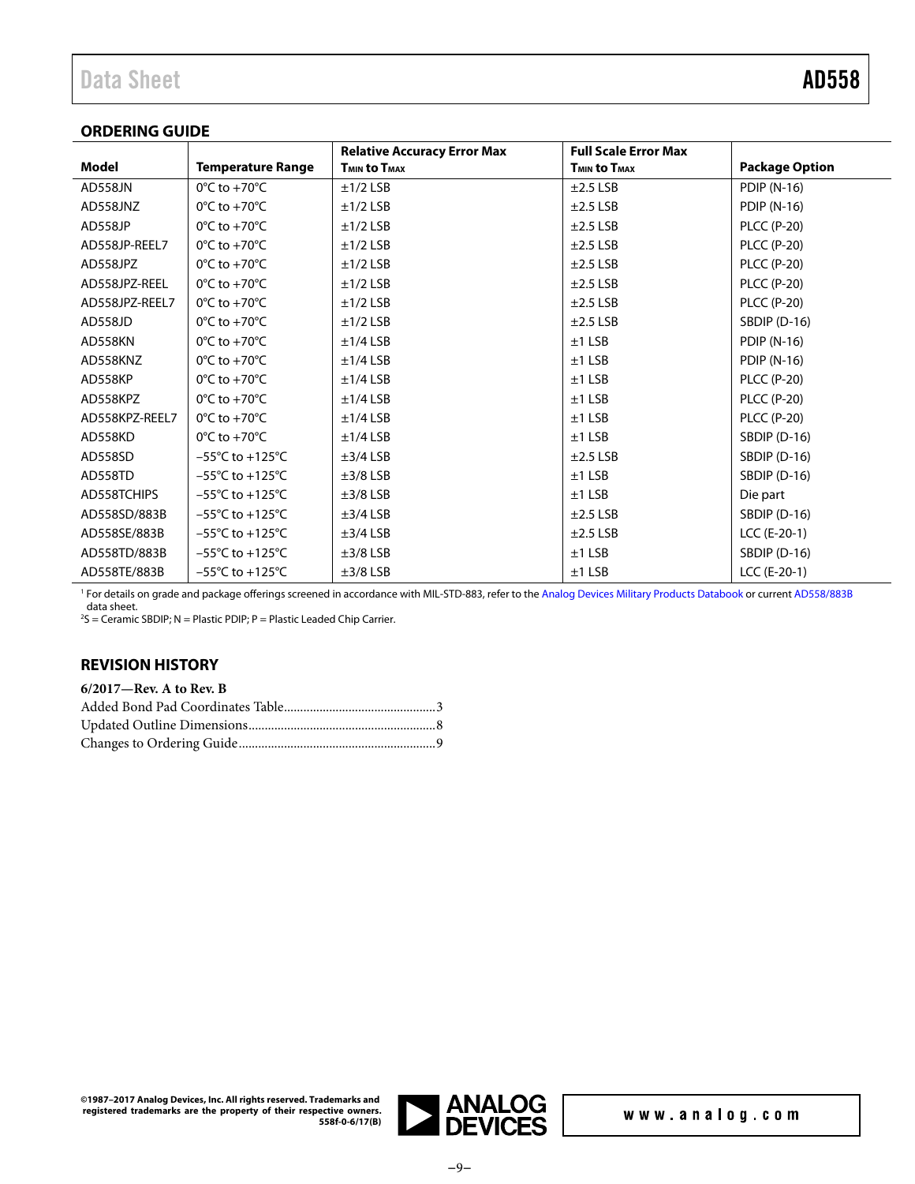## ORDERING GUIDE

| Model | Temperature Range | Relative Accuracy Error Max $T_{MIN}$ to $T_{MAX}$ | Full Scale Error Max $T_{MIN}$ to $T_{MAX}$ | Package Option |
|---|---|---|---|---|
| AD558JN | 0°C to +70°C | ±1/2 LSB | ±2.5 LSB | PDIP (N-16) |
| AD558JNZ | 0°C to +70°C | ±1/2 LSB | ±2.5 LSB | PDIP (N-16) |
| AD558JP | 0°C to +70°C | ±1/2 LSB | ±2.5 LSB | PLCC (P-20) |
| AD558JP-REEL7 | 0°C to +70°C | ±1/2 LSB | ±2.5 LSB | PLCC (P-20) |
| AD558JPZ | 0°C to +70°C | ±1/2 LSB | ±2.5 LSB | PLCC (P-20) |
| AD558JPZ-REEL | 0°C to +70°C | ±1/2 LSB | ±2.5 LSB | PLCC (P-20) |
| AD558JPZ-REEL7 | 0°C to +70°C | ±1/2 LSB | ±2.5 LSB | PLCC (P-20) |
| AD558JD | 0°C to +70°C | ±1/2 LSB | ±2.5 LSB | SBDIP (D-16) |
| AD558KN | 0°C to +70°C | ±1/4 LSB | ±1 LSB | PDIP (N-16) |
| AD558KNZ | 0°C to +70°C | ±1/4 LSB | ±1 LSB | PDIP (N-16) |
| AD558KP | 0°C to +70°C | ±1/4 LSB | ±1 LSB | PLCC (P-20) |
| AD558KPZ | 0°C to +70°C | ±1/4 LSB | ±1 LSB | PLCC (P-20) |
| AD558KPZ-REEL7 | 0°C to +70°C | ±1/4 LSB | ±1 LSB | PLCC (P-20) |
| AD558KD | 0°C to +70°C | ±1/4 LSB | ±1 LSB | SBDIP (D-16) |
| AD558SD | −55°C to +125°C | ±3/4 LSB | ±2.5 LSB | SBDIP (D-16) |
| AD558TD | −55°C to +125°C | ±3/8 LSB | ±1 LSB | SBDIP (D-16) |
| AD558TCHIPS | −55°C to +125°C | ±3/8 LSB | ±1 LSB | Die part |
| AD558SD/883B | −55°C to +125°C | ±3/4 LSB | ±2.5 LSB | SBDIP (D-16) |
| AD558SE/883B | −55°C to +125°C | ±3/4 LSB | ±2.5 LSB | LCC (E-20-1) |
| AD558TD/883B | −55°C to +125°C | ±3/8 LSB | ±1 LSB | SBDIP (D-16) |
| AD558TE/883B | −55°C to +125°C | ±3/8 LSB | ±1 LSB | LCC (E-20-1) |

[1] For details on grade and package offerings screened in accordance with MIL-STD-883, refer to the Analog Devices Military Products Databook or current AD558/883B data sheet.

[2] S = Ceramic SBDIP; N = Plastic PDIP; P = Plastic Leaded Chip Carrier.

## REVISION HISTORY

**6/2017—Rev. A to Rev. B**

Added Bond Pad Coordinates Table...............................................3
Updated Outline Dimensions.........................................................8
Changes to Ordering Guide............................................................9

©1987–2017 Analog Devices, Inc. All rights reserved. Trademarks and registered trademarks are the property of their respective owners.
558f-0-6/17(B)

www.analog.com